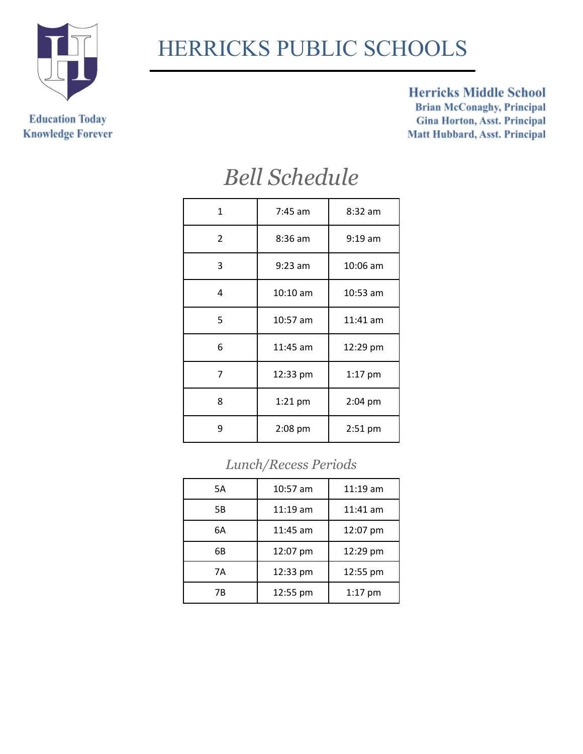# HERRICKS PUBLIC SCHOOLS

Education Today
Knowledge Forever

**Herricks Middle School**
**Brian McConaghy, Principal**
**Gina Horton, Asst. Principal**
**Matt Hubbard, Asst. Principal**

## *Bell Schedule*

| | | |
|---|---|---|
| 1 | 7:45 am | 8:32 am |
| 2 | 8:36 am | 9:19 am |
| 3 | 9:23 am | 10:06 am |
| 4 | 10:10 am | 10:53 am |
| 5 | 10:57 am | 11:41 am |
| 6 | 11:45 am | 12:29 pm |
| 7 | 12:33 pm | 1:17 pm |
| 8 | 1:21 pm | 2:04 pm |
| 9 | 2:08 pm | 2:51 pm |

### *Lunch/Recess Periods*

| | | |
|---|---|---|
| 5A | 10:57 am | 11:19 am |
| 5B | 11:19 am | 11:41 am |
| 6A | 11:45 am | 12:07 pm |
| 6B | 12:07 pm | 12:29 pm |
| 7A | 12:33 pm | 12:55 pm |
| 7B | 12:55 pm | 1:17 pm |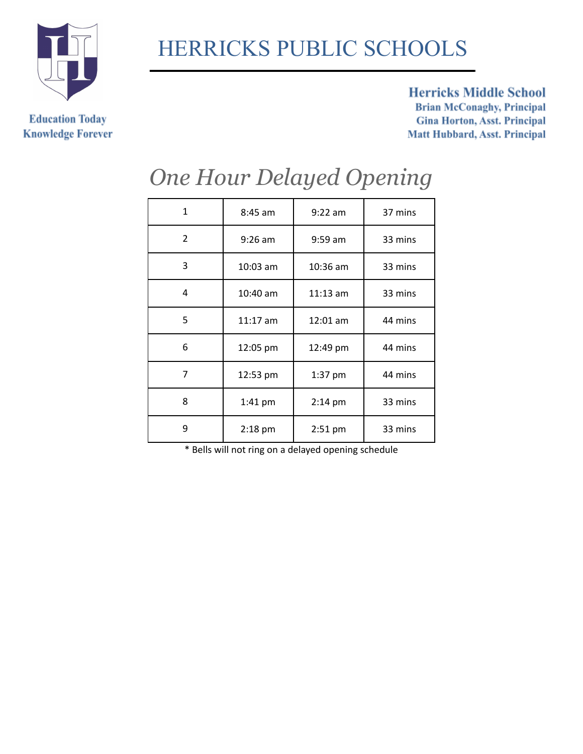# HERRICKS PUBLIC SCHOOLS

Education Today
Knowledge Forever

**Herricks Middle School**
**Brian McConaghy, Principal**
**Gina Horton, Asst. Principal**
**Matt Hubbard, Asst. Principal**

## *One Hour Delayed Opening*

| 1 | 8:45 am | 9:22 am | 37 mins |
|---|---|---|---|
| 2 | 9:26 am | 9:59 am | 33 mins |
| 3 | 10:03 am | 10:36 am | 33 mins |
| 4 | 10:40 am | 11:13 am | 33 mins |
| 5 | 11:17 am | 12:01 am | 44 mins |
| 6 | 12:05 pm | 12:49 pm | 44 mins |
| 7 | 12:53 pm | 1:37 pm | 44 mins |
| 8 | 1:41 pm | 2:14 pm | 33 mins |
| 9 | 2:18 pm | 2:51 pm | 33 mins |

* Bells will not ring on a delayed opening schedule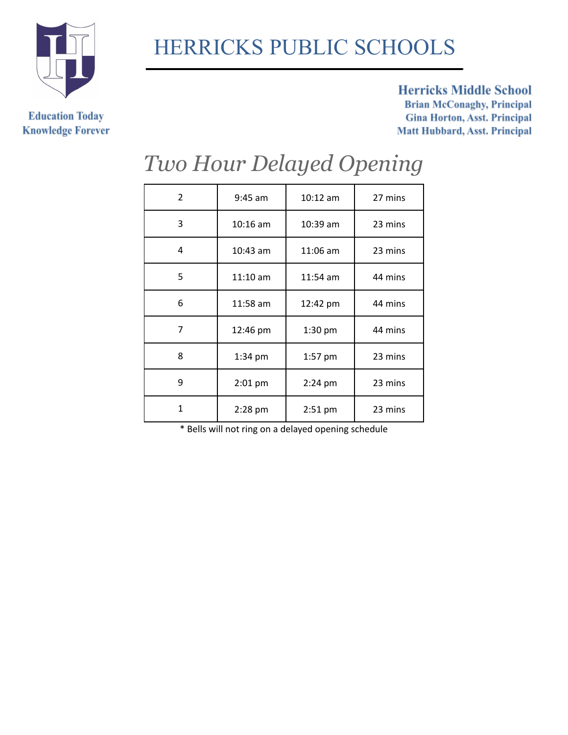# HERRICKS PUBLIC SCHOOLS

Education Today
Knowledge Forever

**Herricks Middle School**
**Brian McConaghy, Principal**
**Gina Horton, Asst. Principal**
**Matt Hubbard, Asst. Principal**

## *Two Hour Delayed Opening*

| | | | |
|---|---|---|---|
| 2 | 9:45 am | 10:12 am | 27 mins |
| 3 | 10:16 am | 10:39 am | 23 mins |
| 4 | 10:43 am | 11:06 am | 23 mins |
| 5 | 11:10 am | 11:54 am | 44 mins |
| 6 | 11:58 am | 12:42 pm | 44 mins |
| 7 | 12:46 pm | 1:30 pm | 44 mins |
| 8 | 1:34 pm | 1:57 pm | 23 mins |
| 9 | 2:01 pm | 2:24 pm | 23 mins |
| 1 | 2:28 pm | 2:51 pm | 23 mins |

* Bells will not ring on a delayed opening schedule